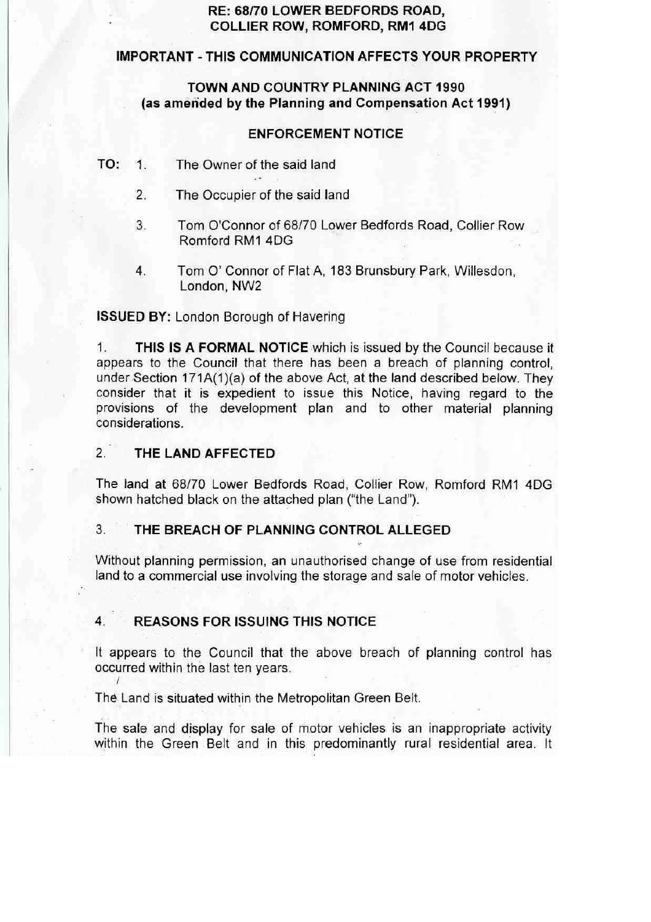**RE: 68/70 LOWER BEDFORDS ROAD, COLLIER ROW, ROMFORD, RM1 4DG**

**IMPORTANT - THIS COMMUNICATION AFFECTS YOUR PROPERTY**

**TOWN AND COUNTRY PLANNING ACT 1990**
**(as amended by the Planning and Compensation Act 1991)**

**ENFORCEMENT NOTICE**

**TO:**

1. The Owner of the said land
2. The Occupier of the said land
3. Tom O'Connor of 68/70 Lower Bedfords Road, Collier Row Romford RM1 4DG
4. Tom O' Connor of Flat A, 183 Brunsbury Park, Willesdon, London, NW2

**ISSUED BY:** London Borough of Havering

1. **THIS IS A FORMAL NOTICE** which is issued by the Council because it appears to the Council that there has been a breach of planning control, under Section 171A(1)(a) of the above Act, at the land described below. They consider that it is expedient to issue this Notice, having regard to the provisions of the development plan and to other material planning considerations.

## 2. THE LAND AFFECTED

The land at 68/70 Lower Bedfords Road, Collier Row, Romford RM1 4DG shown hatched black on the attached plan ("the Land").

## 3. THE BREACH OF PLANNING CONTROL ALLEGED

Without planning permission, an unauthorised change of use from residential land to a commercial use involving the storage and sale of motor vehicles.

## 4. REASONS FOR ISSUING THIS NOTICE

It appears to the Council that the above breach of planning control has occurred within the last ten years.

The Land is situated within the Metropolitan Green Belt.

The sale and display for sale of motor vehicles is an inappropriate activity within the Green Belt and in this predominantly rural residential area. It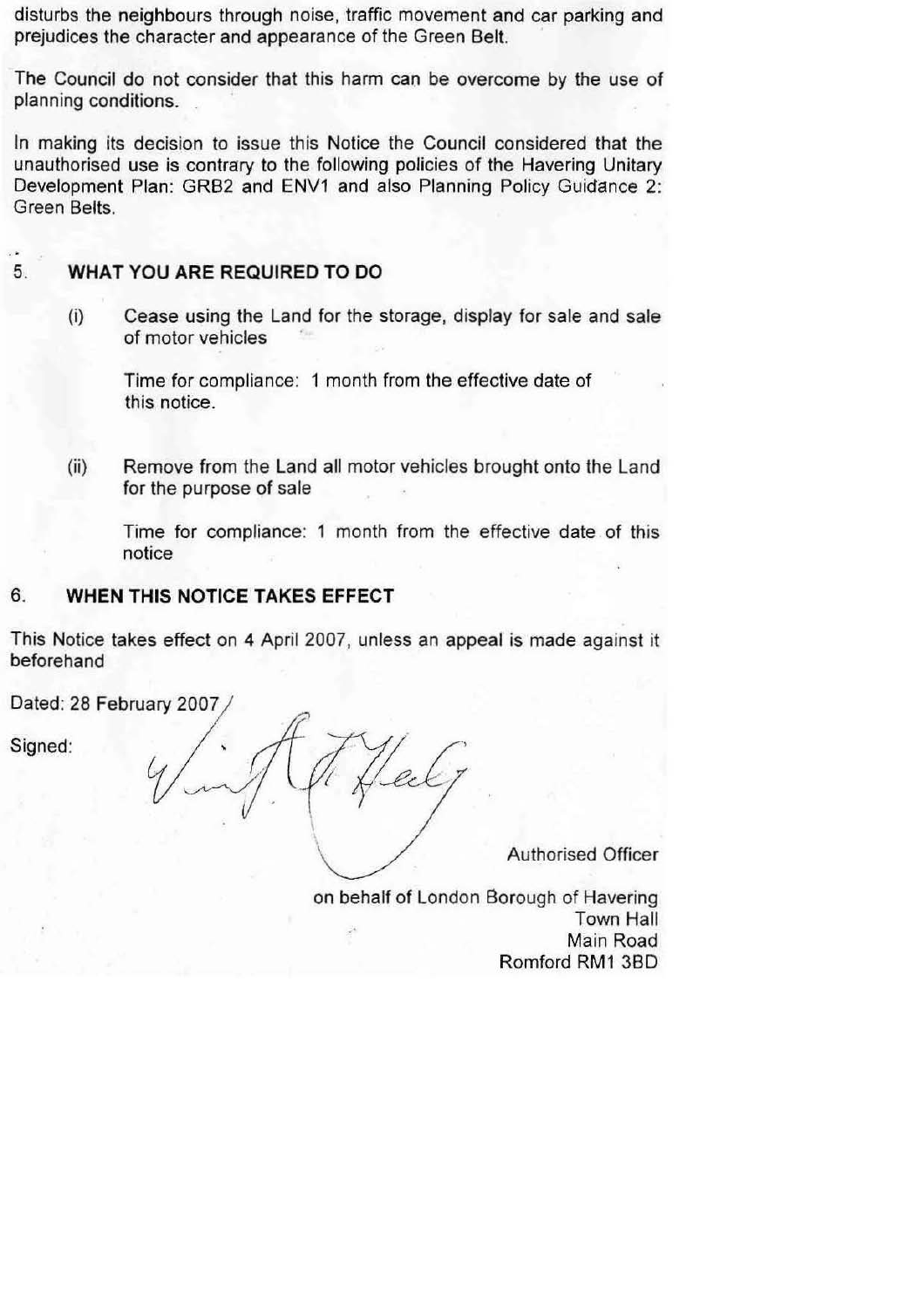disturbs the neighbours through noise, traffic movement and car parking and prejudices the character and appearance of the Green Belt.

The Council do not consider that this harm can be overcome by the use of planning conditions.

In making its decision to issue this Notice the Council considered that the unauthorised use is contrary to the following policies of the Havering Unitary Development Plan: GRB2 and ENV1 and also Planning Policy Guidance 2: Green Belts.

## 5. WHAT YOU ARE REQUIRED TO DO

(i) Cease using the Land for the storage, display for sale and sale of motor vehicles

Time for compliance: 1 month from the effective date of this notice.

(ii) Remove from the Land all motor vehicles brought onto the Land for the purpose of sale

Time for compliance: 1 month from the effective date of this notice

## 6. WHEN THIS NOTICE TAKES EFFECT

This Notice takes effect on 4 April 2007, unless an appeal is made against it beforehand

Dated: 28 February 2007

Signed:

Authorised Officer

on behalf of London Borough of Havering
Town Hall
Main Road
Romford RM1 3BD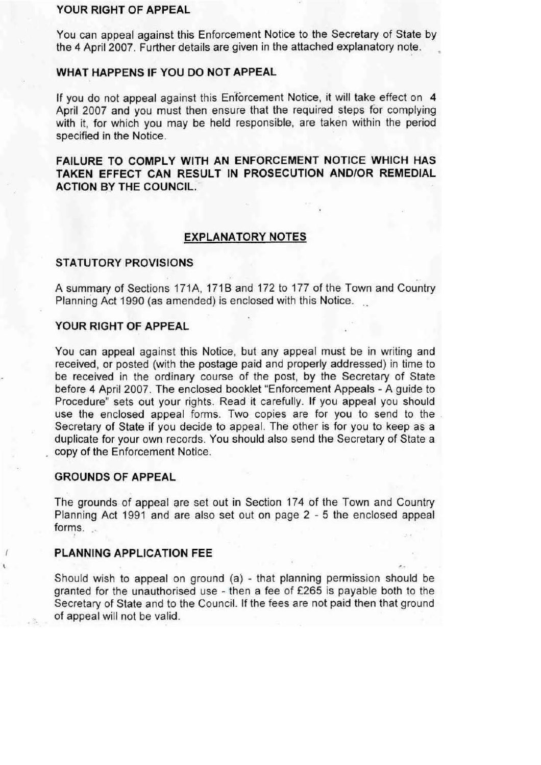## YOUR RIGHT OF APPEAL

You can appeal against this Enforcement Notice to the Secretary of State by the 4 April 2007. Further details are given in the attached explanatory note.

## WHAT HAPPENS IF YOU DO NOT APPEAL

If you do not appeal against this Enforcement Notice, it will take effect on **4** April 2007 and you must then ensure that the required steps for complying with it, for which you may be held responsible, are taken within the period specified in the Notice.

**FAILURE TO COMPLY WITH AN ENFORCEMENT NOTICE WHICH HAS TAKEN EFFECT CAN RESULT IN PROSECUTION AND/OR REMEDIAL ACTION BY THE COUNCIL.**

# EXPLANATORY NOTES

## STATUTORY PROVISIONS

A summary of Sections 171A, 171B and 172 to 177 of the Town and Country Planning Act 1990 (as amended) is enclosed with this Notice.

## YOUR RIGHT OF APPEAL

You can appeal against this Notice, but any appeal must be in writing and received, or posted (with the postage paid and properly addressed) in time to be received in the ordinary course of the post, by the Secretary of State before 4 April 2007. The enclosed booklet "Enforcement Appeals - A guide to Procedure" sets out your rights. Read it carefully. If you appeal you should use the enclosed appeal forms. Two copies are for you to send to the Secretary of State if you decide to appeal. The other is for you to keep as a duplicate for your own records. You should also send the Secretary of State a copy of the Enforcement Notice.

## GROUNDS OF APPEAL

The grounds of appeal are set out in Section 174 of the Town and Country Planning Act 1991 and are also set out on page 2 - 5 the enclosed appeal forms.

## PLANNING APPLICATION FEE

Should wish to appeal on ground (a) - that planning permission should be granted for the unauthorised use - then a fee of £265 is payable both to the Secretary of State and to the Council. If the fees are not paid then that ground of appeal will not be valid.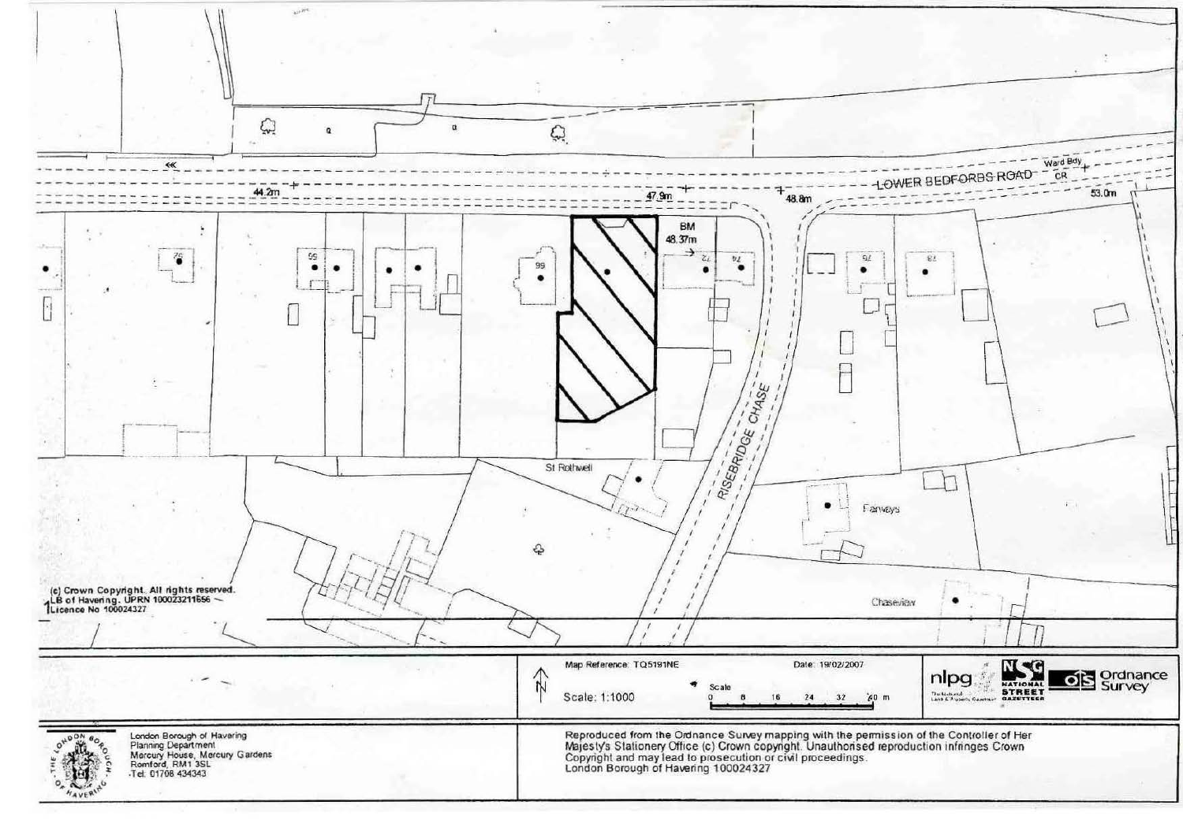LOWER BEDFORDS ROAD

RISEBRIDGE CHASE

44.2m

47.9m

48.8m

53.0m

Ward Bdy

CR

BM 48.37m

St Rothwell

Fairways

Chaseview

(c) Crown Copyright. All rights reserved.
LB of Havering. UPRN 100023211656
Licence No 100024327

Map Reference: TQ5191NE

Date: 19/02/2007

N

Scale: 1:1000

Scale 0 8 16 24 32 40 m

nlpg NATIONAL STREET GAZETTEER

Ordnance Survey

London Borough of Havering
Planning Department
Mercury House, Mercury Gardens
Romford, RM1 3SL
Tel: 01708 434343

Reproduced from the Ordnance Survey mapping with the permission of the Controller of Her Majesty's Stationery Office (c) Crown copyright. Unauthorised reproduction infringes Crown Copyright and may lead to prosecution or civil proceedings.
London Borough of Havering 100024327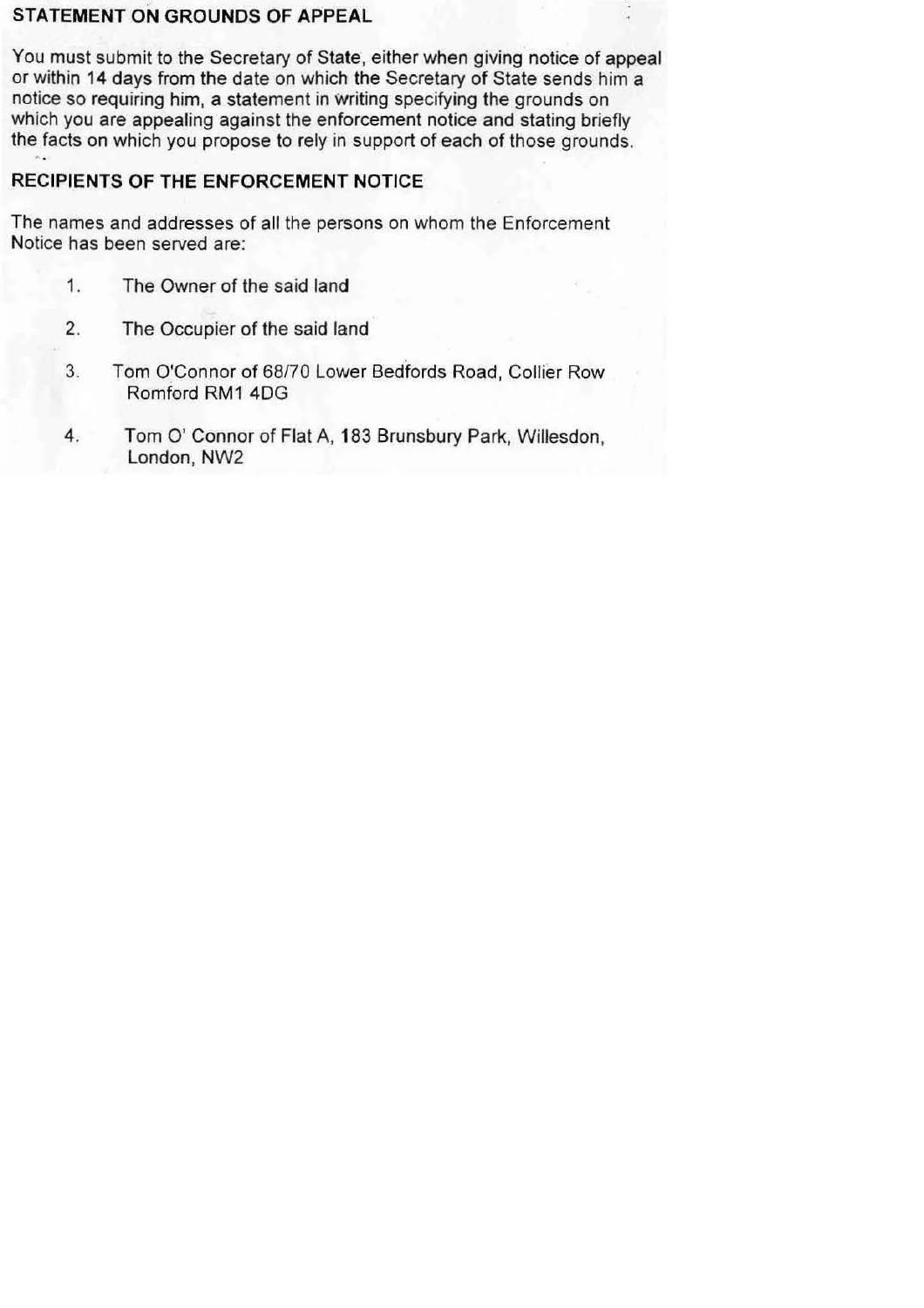## STATEMENT ON GROUNDS OF APPEAL

You must submit to the Secretary of State, either when giving notice of appeal or within 14 days from the date on which the Secretary of State sends him a notice so requiring him, a statement in writing specifying the grounds on which you are appealing against the enforcement notice and stating briefly the facts on which you propose to rely in support of each of those grounds.

## RECIPIENTS OF THE ENFORCEMENT NOTICE

The names and addresses of all the persons on whom the Enforcement Notice has been served are:

1. The Owner of the said land
2. The Occupier of the said land
3. Tom O'Connor of 68/70 Lower Bedfords Road, Collier Row Romford RM1 4DG
4. Tom O' Connor of Flat A, 183 Brunsbury Park, Willesdon, London, NW2